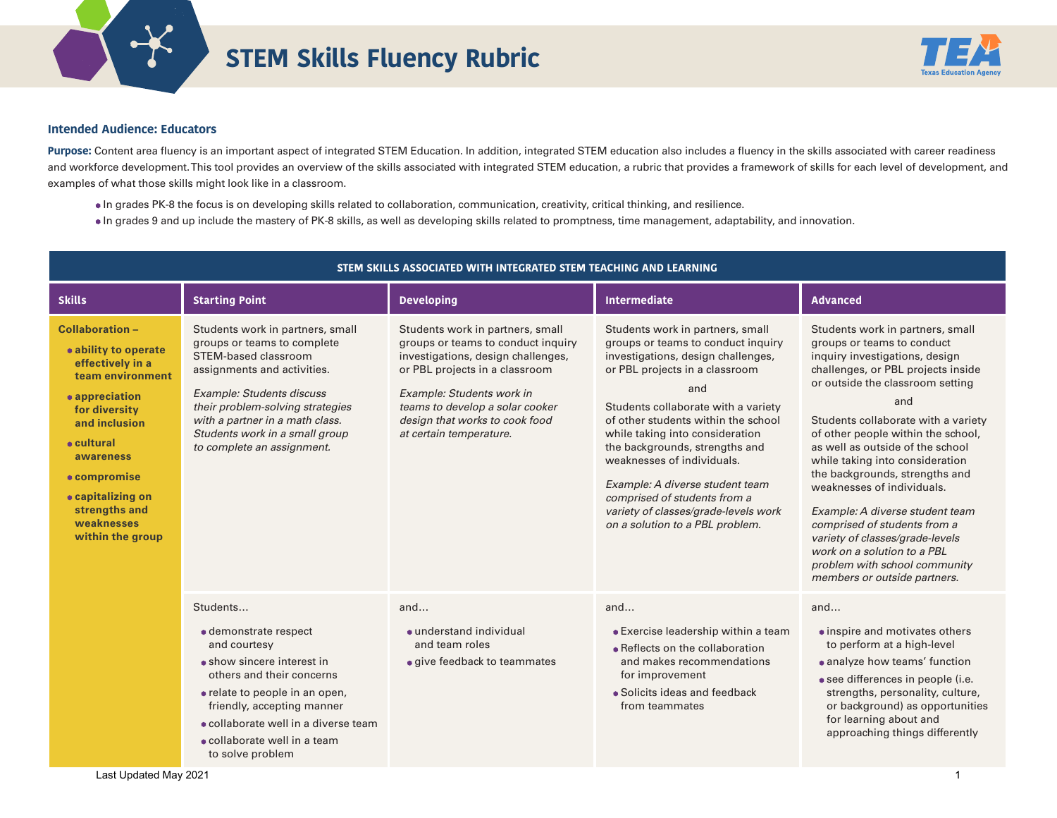# STEM Skills Fluency Rubric

**Intended Audience: Educators**

**Purpose:** Content area fluency is an important aspect of integrated STEM Education. In addition, integrated STEM education also includes a fluency in the skills associated with career readiness and workforce development. This tool provides an overview of the skills associated with integrated STEM education, a rubric that provides a framework of skills for each level of development, and examples of what those skills might look like in a classroom.

- In grades PK-8 the focus is on developing skills related to collaboration, communication, creativity, critical thinking, and resilience.
- In grades 9 and up include the mastery of PK-8 skills, as well as developing skills related to promptness, time management, adaptability, and innovation.

| STEM SKILLS ASSOCIATED WITH INTEGRATED STEM TEACHING AND LEARNING | | | | |
|---|---|---|---|---|
| **Skills** | **Starting Point** | **Developing** | **Intermediate** | **Advanced** |
| **Collaboration –**<br>• **ability to operate effectively in a team environment**<br>• **appreciation for diversity and inclusion**<br>• **cultural awareness**<br>• **compromise**<br>• **capitalizing on strengths and weaknesses within the group** | Students work in partners, small groups or teams to complete STEM-based classroom assignments and activities.<br><br>*Example: Students discuss their problem-solving strategies with a partner in a math class. Students work in a small group to complete an assignment.* | Students work in partners, small groups or teams to conduct inquiry investigations, design challenges, or PBL projects in a classroom<br><br>*Example: Students work in teams to develop a solar cooker design that works to cook food at certain temperature.* | Students work in partners, small groups or teams to conduct inquiry investigations, design challenges, or PBL projects in a classroom<br><br>and<br><br>Students collaborate with a variety of other students within the school while taking into consideration the backgrounds, strengths and weaknesses of individuals.<br><br>*Example: A diverse student team comprised of students from a variety of classes/grade-levels work on a solution to a PBL problem.* | Students work in partners, small groups or teams to conduct inquiry investigations, design challenges, or PBL projects inside or outside the classroom setting<br><br>and<br><br>Students collaborate with a variety of other people within the school, as well as outside of the school while taking into consideration the backgrounds, strengths and weaknesses of individuals.<br><br>*Example: A diverse student team comprised of students from a variety of classes/grade-levels work on a solution to a PBL problem with school community members or outside partners.* |
| | Students...<br>• demonstrate respect and courtesy<br>• show sincere interest in others and their concerns<br>• relate to people in an open, friendly, accepting manner<br>• collaborate well in a diverse team<br>• collaborate well in a team to solve problem | and...<br>• understand individual and team roles<br>• give feedback to teammates | and...<br>• Exercise leadership within a team<br>• Reflects on the collaboration and makes recommendations for improvement<br>• Solicits ideas and feedback from teammates | and...<br>• inspire and motivates others to perform at a high-level<br>• analyze how teams' function<br>• see differences in people (i.e. strengths, personality, culture, or background) as opportunities for learning about and approaching things differently |

Last Updated May 2021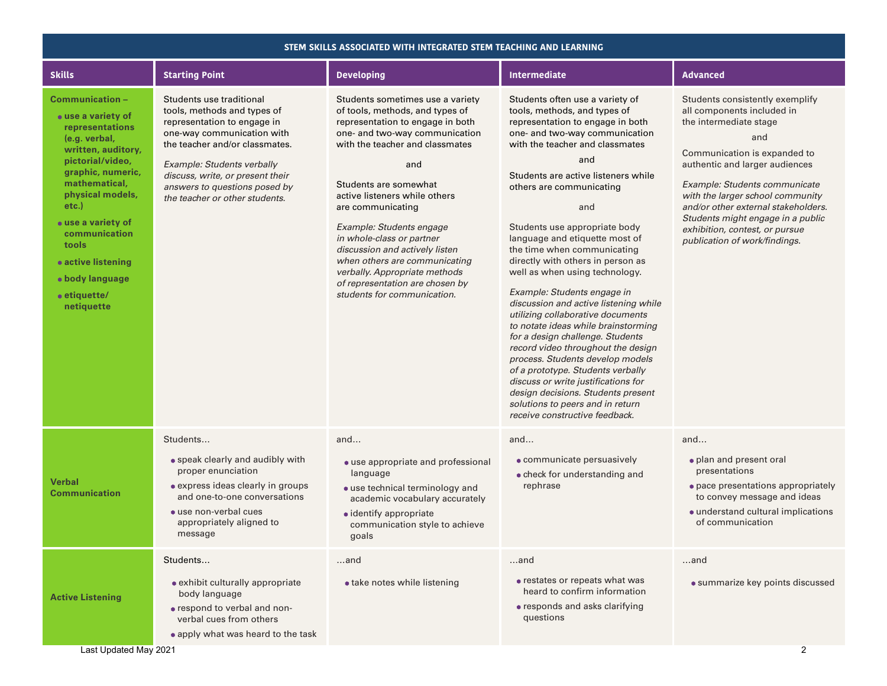| STEM SKILLS ASSOCIATED WITH INTEGRATED STEM TEACHING AND LEARNING | | | | |
|---|---|---|---|---|
| **Skills** | **Starting Point** | **Developing** | **Intermediate** | **Advanced** |
| **Communication –**<br>• **use a variety of representations (e.g. verbal, written, auditory, pictorial/video, graphic, numeric, mathematical, physical models, etc.)**<br>• **use a variety of communication tools**<br>• **active listening**<br>• **body language**<br>• **etiquette/ netiquette** | Students use traditional tools, methods and types of representation to engage in one-way communication with the teacher and/or classmates.<br><br>*Example: Students verbally discuss, write, or present their answers to questions posed by the teacher or other students.* | Students sometimes use a variety of tools, methods, and types of representation to engage in both one- and two-way communication with the teacher and classmates<br><br>and<br><br>Students are somewhat active listeners while others are communicating<br><br>*Example: Students engage in whole-class or partner discussion and actively listen when others are communicating verbally. Appropriate methods of representation are chosen by students for communication.* | Students often use a variety of tools, methods, and types of representation to engage in both one- and two-way communication with the teacher and classmates<br><br>and<br><br>Students are active listeners while others are communicating<br><br>and<br><br>Students use appropriate body language and etiquette most of the time when communicating directly with others in person as well as when using technology.<br><br>*Example: Students engage in discussion and active listening while utilizing collaborative documents to notate ideas while brainstorming for a design challenge. Students record video throughout the design process. Students develop models of a prototype. Students verbally discuss or write justifications for design decisions. Students present solutions to peers and in return receive constructive feedback.* | Students consistently exemplify all components included in the intermediate stage<br><br>and<br><br>Communication is expanded to authentic and larger audiences<br><br>*Example: Students communicate with the larger school community and/or other external stakeholders. Students might engage in a public exhibition, contest, or pursue publication of work/findings.* |
| **Verbal Communication** | Students…<br>• speak clearly and audibly with proper enunciation<br>• express ideas clearly in groups and one-to-one conversations<br>• use non-verbal cues appropriately aligned to message | and…<br>• use appropriate and professional language<br>• use technical terminology and academic vocabulary accurately<br>• identify appropriate communication style to achieve goals | and…<br>• communicate persuasively<br>• check for understanding and rephrase | and…<br>• plan and present oral presentations<br>• pace presentations appropriately to convey message and ideas<br>• understand cultural implications of communication |
| **Active Listening** | Students…<br>• exhibit culturally appropriate body language<br>• respond to verbal and non-verbal cues from others<br>• apply what was heard to the task | …and<br>• take notes while listening | …and<br>• restates or repeats what was heard to confirm information<br>• responds and asks clarifying questions | …and<br>• summarize key points discussed |

Last Updated May 2021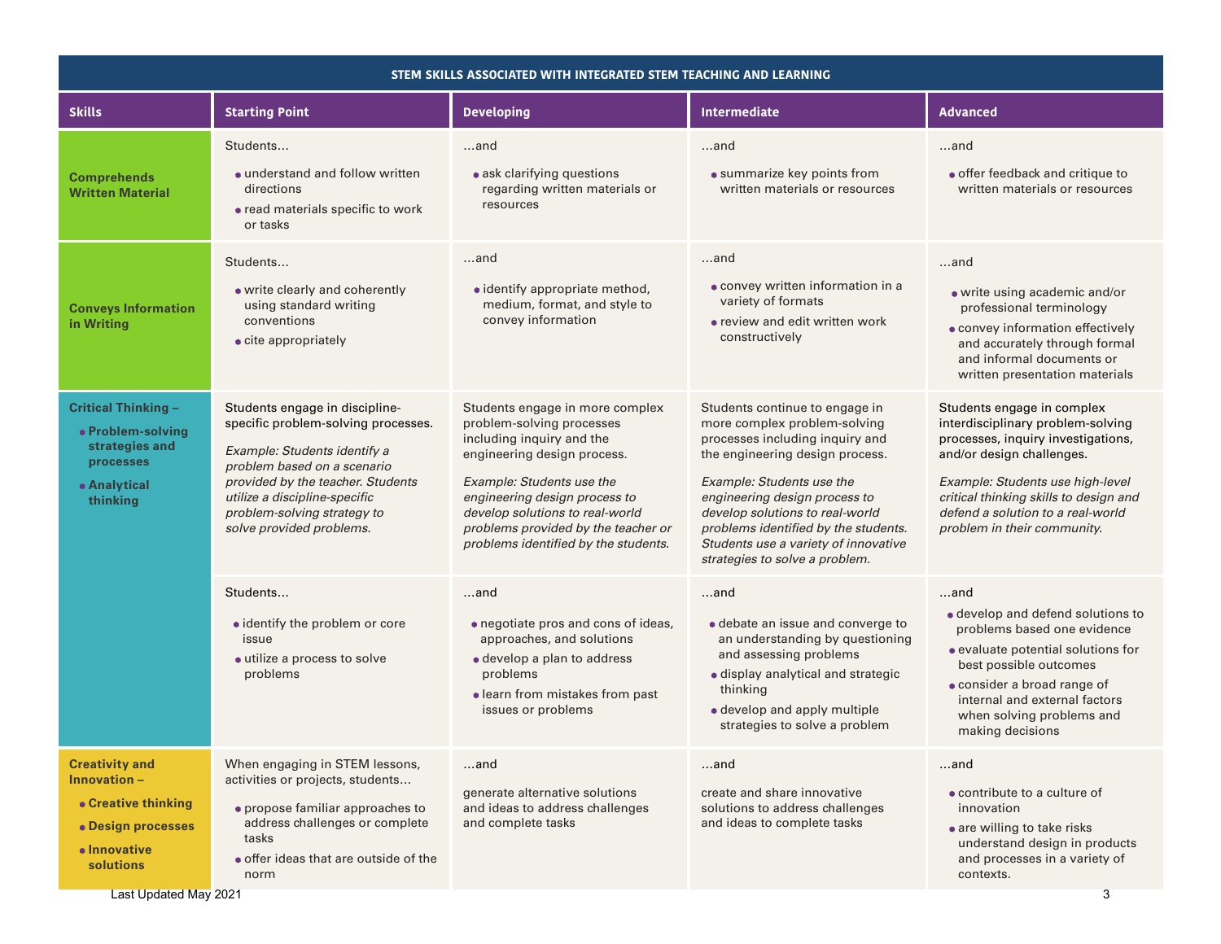| STEM SKILLS ASSOCIATED WITH INTEGRATED STEM TEACHING AND LEARNING | | | | |
|---|---|---|---|---|
| **Skills** | **Starting Point** | **Developing** | **Intermediate** | **Advanced** |
| **Comprehends Written Material** | Students…<br>• understand and follow written directions<br>• read materials specific to work or tasks | …and<br>• ask clarifying questions regarding written materials or resources | …and<br>• summarize key points from written materials or resources | …and<br>• offer feedback and critique to written materials or resources |
| **Conveys Information in Writing** | Students…<br>• write clearly and coherently using standard writing conventions<br>• cite appropriately | …and<br>• identify appropriate method, medium, format, and style to convey information | …and<br>• convey written information in a variety of formats<br>• review and edit written work constructively | …and<br>• write using academic and/or professional terminology<br>• convey information effectively and accurately through formal and informal documents or written presentation materials |
| **Critical Thinking –**<br>• **Problem-solving strategies and processes**<br>• **Analytical thinking** | Students engage in discipline-specific problem-solving processes.<br>*Example: Students identify a problem based on a scenario provided by the teacher. Students utilize a discipline-specific problem-solving strategy to solve provided problems.* | Students engage in more complex problem-solving processes including inquiry and the engineering design process.<br>*Example: Students use the engineering design process to develop solutions to real-world problems provided by the teacher or problems identified by the students.* | Students continue to engage in more complex problem-solving processes including inquiry and the engineering design process.<br>*Example: Students use the engineering design process to develop solutions to real-world problems identified by the students. Students use a variety of innovative strategies to solve a problem.* | Students engage in complex interdisciplinary problem-solving processes, inquiry investigations, and/or design challenges.<br>*Example: Students use high-level critical thinking skills to design and defend a solution to a real-world problem in their community.* |
| | Students…<br>• identify the problem or core issue<br>• utilize a process to solve problems | …and<br>• negotiate pros and cons of ideas, approaches, and solutions<br>• develop a plan to address problems<br>• learn from mistakes from past issues or problems | …and<br>• debate an issue and converge to an understanding by questioning and assessing problems<br>• display analytical and strategic thinking<br>• develop and apply multiple strategies to solve a problem | …and<br>• develop and defend solutions to problems based one evidence<br>• evaluate potential solutions for best possible outcomes<br>• consider a broad range of internal and external factors when solving problems and making decisions |
| **Creativity and Innovation –**<br>• **Creative thinking**<br>• **Design processes**<br>• **Innovative solutions** | When engaging in STEM lessons, activities or projects, students…<br>• propose familiar approaches to address challenges or complete tasks<br>• offer ideas that are outside of the norm | …and<br>generate alternative solutions and ideas to address challenges and complete tasks | …and<br>create and share innovative solutions to address challenges and ideas to complete tasks | …and<br>• contribute to a culture of innovation<br>• are willing to take risks understand design in products and processes in a variety of contexts. |

Last Updated May 2021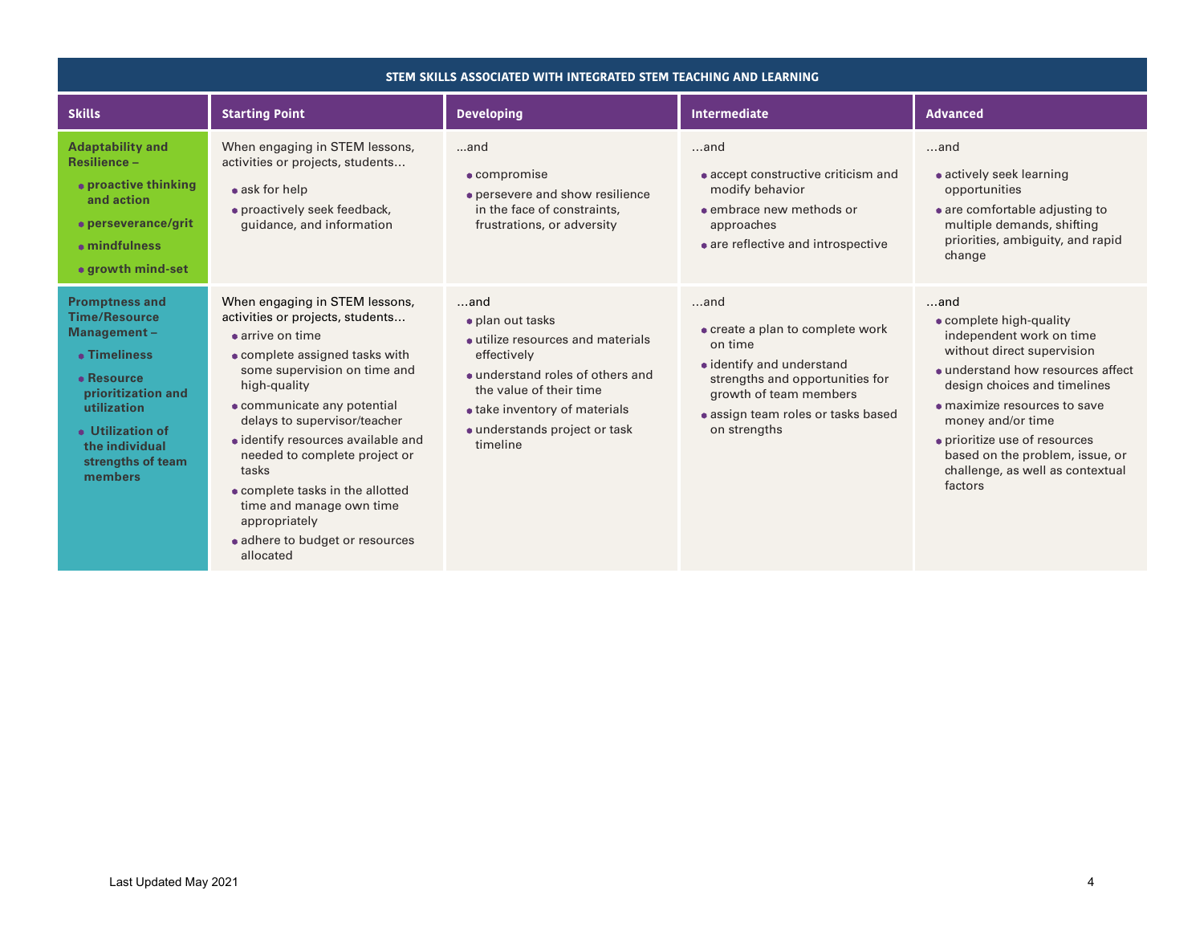| STEM SKILLS ASSOCIATED WITH INTEGRATED STEM TEACHING AND LEARNING | | | | |
|---|---|---|---|---|
| **Skills** | **Starting Point** | **Developing** | **Intermediate** | **Advanced** |
| **Adaptability and Resilience –**<br>• **proactive thinking and action**<br>• **perseverance/grit**<br>• **mindfulness**<br>• **growth mind-set** | When engaging in STEM lessons, activities or projects, students…<br>• ask for help<br>• proactively seek feedback, guidance, and information | …and<br>• compromise<br>• persevere and show resilience in the face of constraints, frustrations, or adversity | …and<br>• accept constructive criticism and modify behavior<br>• embrace new methods or approaches<br>• are reflective and introspective | …and<br>• actively seek learning opportunities<br>• are comfortable adjusting to multiple demands, shifting priorities, ambiguity, and rapid change |
| **Promptness and Time/Resource Management –**<br>• **Timeliness**<br>• **Resource prioritization and utilization**<br>• **Utilization of the individual strengths of team members** | When engaging in STEM lessons, activities or projects, students…<br>• arrive on time<br>• complete assigned tasks with some supervision on time and high-quality<br>• communicate any potential delays to supervisor/teacher<br>• identify resources available and needed to complete project or tasks<br>• complete tasks in the allotted time and manage own time appropriately<br>• adhere to budget or resources allocated | …and<br>• plan out tasks<br>• utilize resources and materials effectively<br>• understand roles of others and the value of their time<br>• take inventory of materials<br>• understands project or task timeline | …and<br>• create a plan to complete work on time<br>• identify and understand strengths and opportunities for growth of team members<br>• assign team roles or tasks based on strengths | …and<br>• complete high-quality independent work on time without direct supervision<br>• understand how resources affect design choices and timelines<br>• maximize resources to save money and/or time<br>• prioritize use of resources based on the problem, issue, or challenge, as well as contextual factors |

Last Updated May 2021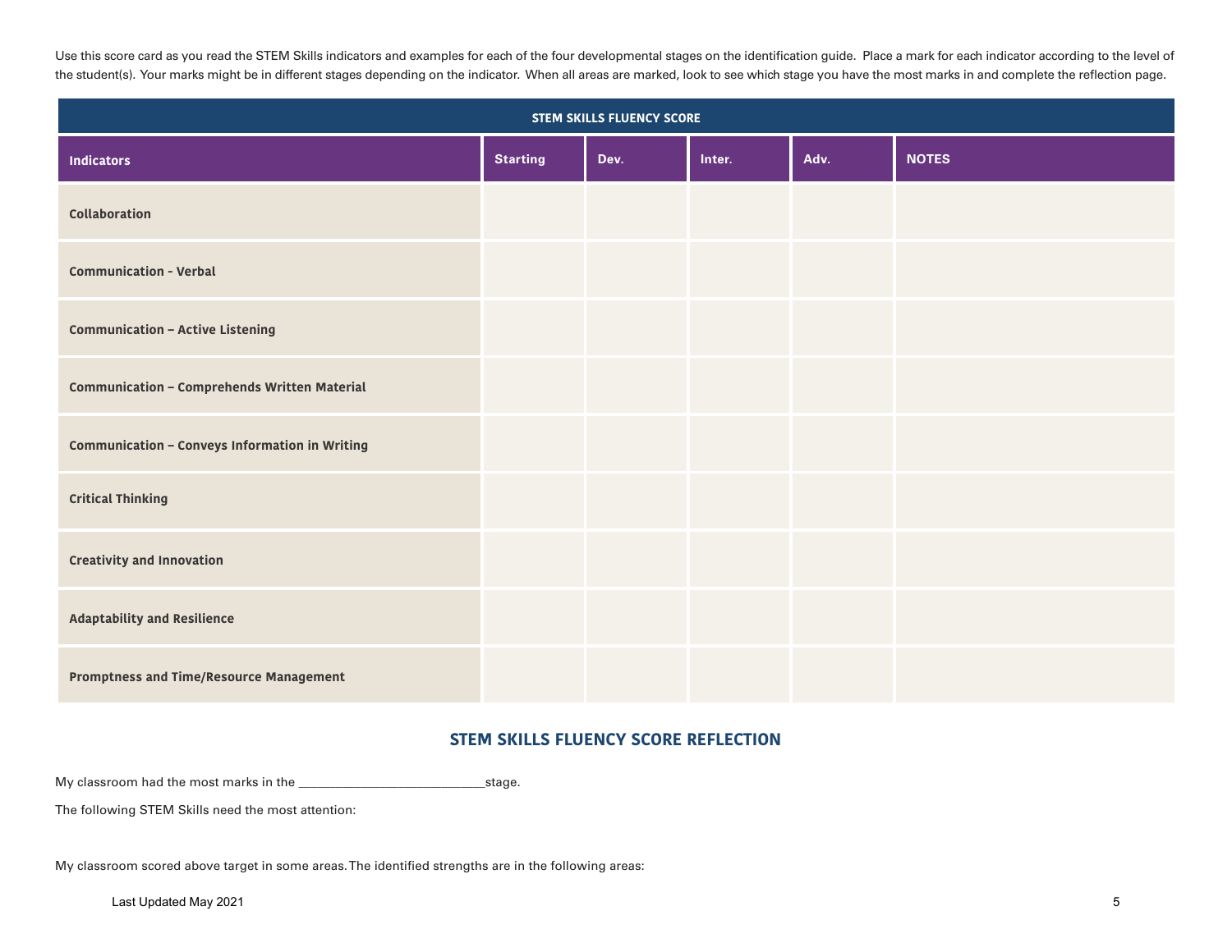Use this score card as you read the STEM Skills indicators and examples for each of the four developmental stages on the identification guide. Place a mark for each indicator according to the level of the student(s). Your marks might be in different stages depending on the indicator. When all areas are marked, look to see which stage you have the most marks in and complete the reflection page.

| STEM SKILLS FLUENCY SCORE | | | | | |
|---|---|---|---|---|---|
| **Indicators** | **Starting** | **Dev.** | **Inter.** | **Adv.** | **NOTES** |
| **Collaboration** | | | | | |
| **Communication - Verbal** | | | | | |
| **Communication – Active Listening** | | | | | |
| **Communication – Comprehends Written Material** | | | | | |
| **Communication – Conveys Information in Writing** | | | | | |
| **Critical Thinking** | | | | | |
| **Creativity and Innovation** | | | | | |
| **Adaptability and Resilience** | | | | | |
| **Promptness and Time/Resource Management** | | | | | |

## STEM SKILLS FLUENCY SCORE REFLECTION

My classroom had the most marks in the ___________________________stage.

The following STEM Skills need the most attention:

My classroom scored above target in some areas. The identified strengths are in the following areas:

Last Updated May 2021